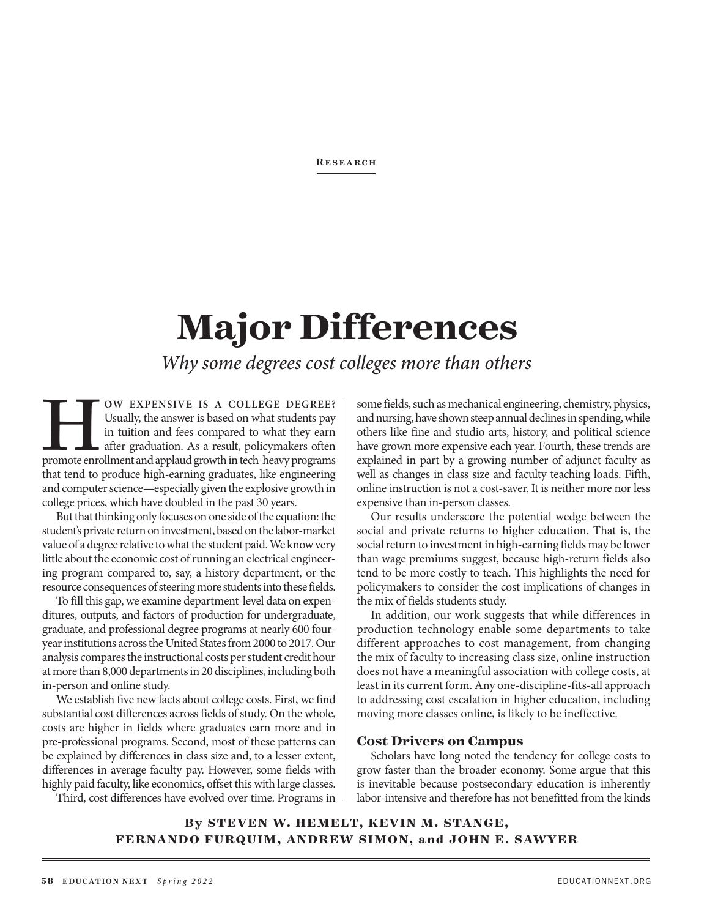Research

# Major Differences

*Why some degrees cost colleges more than others*

HOW EXPENSIVE IS A COLLEGE DEGREE? Usually, the answer is based on what students pay in tuition and fees compared to what they earn after graduation. As a result, policymakers often promote enrollment and applaud growth in tech-heavy programs that tend to produce high-earning graduates, like engineering and computer science—especially given the explosive growth in college prices, which have doubled in the past 30 years.

But that thinking only focuses on one side of the equation: the student's private return on investment, based on the labor-market value of a degree relative to what the student paid. We know very little about the economic cost of running an electrical engineering program compared to, say, a history department, or the resource consequences of steering more students into these fields.

To fill this gap, we examine department-level data on expenditures, outputs, and factors of production for undergraduate, graduate, and professional degree programs at nearly 600 four-year institutions across the United States from 2000 to 2017. Our analysis compares the instructional costs per student credit hour at more than 8,000 departments in 20 disciplines, including both in-person and online study.

We establish five new facts about college costs. First, we find substantial cost differences across fields of study. On the whole, costs are higher in fields where graduates earn more and in pre-professional programs. Second, most of these patterns can be explained by differences in class size and, to a lesser extent, differences in average faculty pay. However, some fields with highly paid faculty, like economics, offset this with large classes.

Third, cost differences have evolved over time. Programs in some fields, such as mechanical engineering, chemistry, physics, and nursing, have shown steep annual declines in spending, while others like fine and studio arts, history, and political science have grown more expensive each year. Fourth, these trends are explained in part by a growing number of adjunct faculty as well as changes in class size and faculty teaching loads. Fifth, online instruction is not a cost-saver. It is neither more nor less expensive than in-person classes.

Our results underscore the potential wedge between the social and private returns to higher education. That is, the social return to investment in high-earning fields may be lower than wage premiums suggest, because high-return fields also tend to be more costly to teach. This highlights the need for policymakers to consider the cost implications of changes in the mix of fields students study.

In addition, our work suggests that while differences in production technology enable some departments to take different approaches to cost management, from changing the mix of faculty to increasing class size, online instruction does not have a meaningful association with college costs, at least in its current form. Any one-discipline-fits-all approach to addressing cost escalation in higher education, including moving more classes online, is likely to be ineffective.

## Cost Drivers on Campus

Scholars have long noted the tendency for college costs to grow faster than the broader economy. Some argue that this is inevitable because postsecondary education is inherently labor-intensive and therefore has not benefitted from the kinds

**By STEVEN W. HEMELT, KEVIN M. STANGE, FERNANDO FURQUIM, ANDREW SIMON, and JOHN E. SAWYER**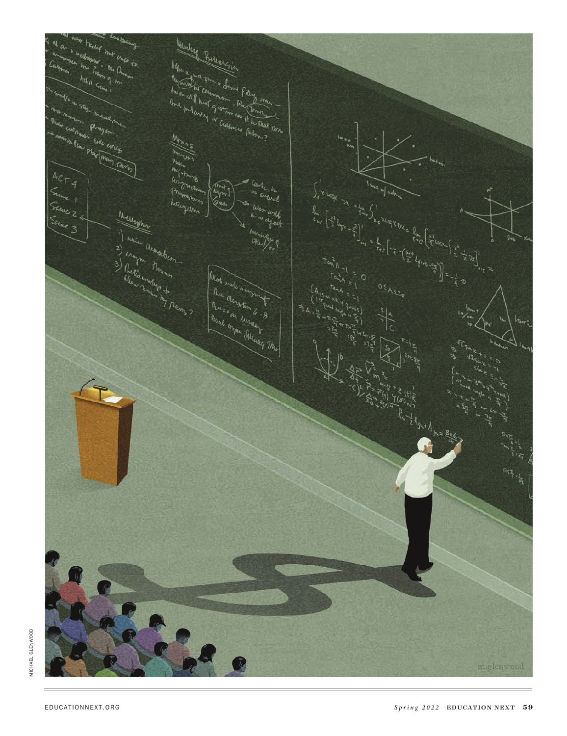MICHAEL GLENWOOD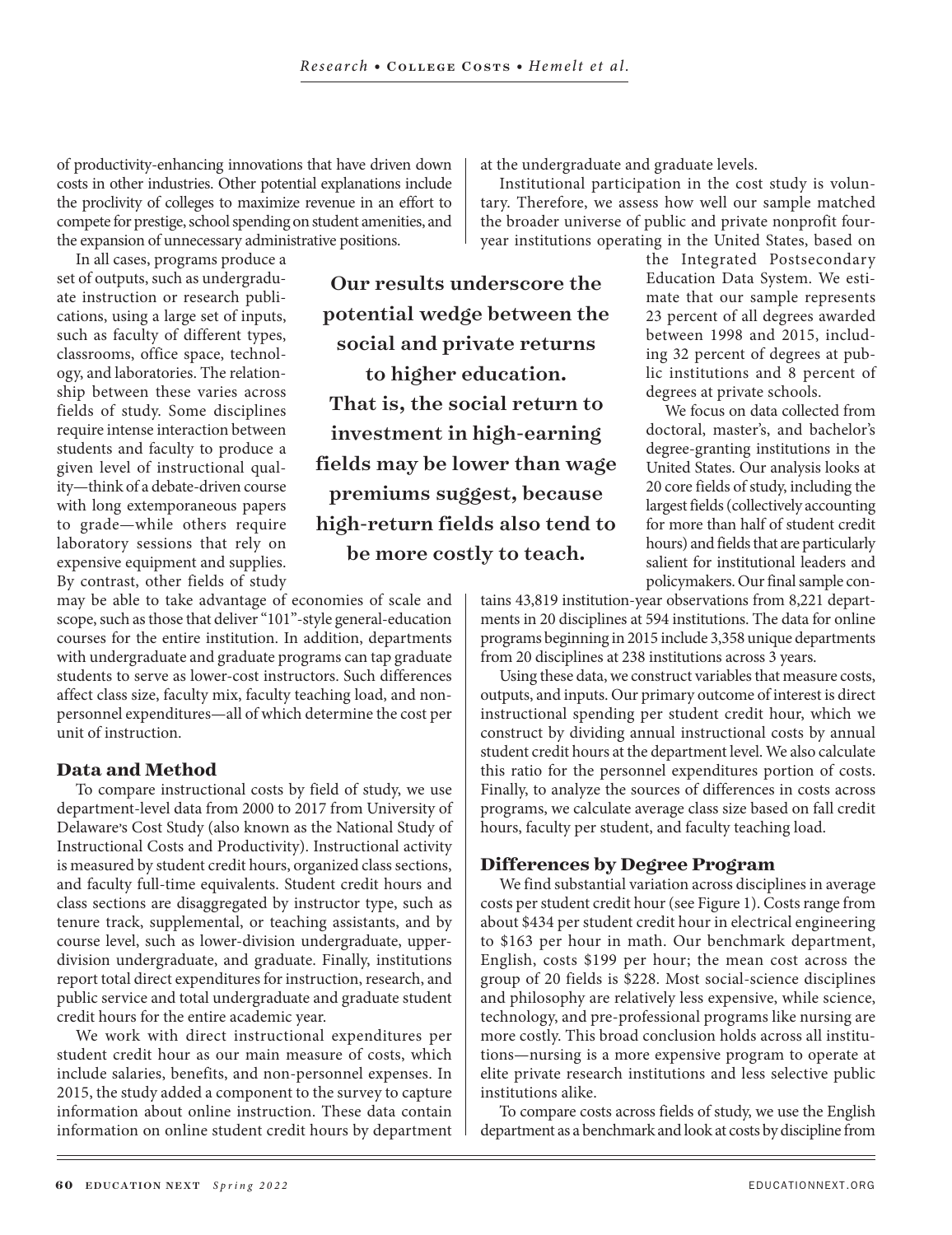of productivity-enhancing innovations that have driven down costs in other industries. Other potential explanations include the proclivity of colleges to maximize revenue in an effort to compete for prestige, school spending on student amenities, and the expansion of unnecessary administrative positions.

In all cases, programs produce a set of outputs, such as undergraduate instruction or research publications, using a large set of inputs, such as faculty of different types, classrooms, office space, technology, and laboratories. The relationship between these varies across fields of study. Some disciplines require intense interaction between students and faculty to produce a given level of instructional quality—think of a debate-driven course with long extemporaneous papers to grade—while others require laboratory sessions that rely on expensive equipment and supplies. By contrast, other fields of study may be able to take advantage of economies of scale and scope, such as those that deliver "101"-style general-education courses for the entire institution. In addition, departments with undergraduate and graduate programs can tap graduate students to serve as lower-cost instructors. Such differences affect class size, faculty mix, faculty teaching load, and non-personnel expenditures—all of which determine the cost per unit of instruction.

**Our results underscore the potential wedge between the social and private returns to higher education. That is, the social return to investment in high-earning fields may be lower than wage premiums suggest, because high-return fields also tend to be more costly to teach.**

## Data and Method

To compare instructional costs by field of study, we use department-level data from 2000 to 2017 from University of Delaware's Cost Study (also known as the National Study of Instructional Costs and Productivity). Instructional activity is measured by student credit hours, organized class sections, and faculty full-time equivalents. Student credit hours and class sections are disaggregated by instructor type, such as tenure track, supplemental, or teaching assistants, and by course level, such as lower-division undergraduate, upper-division undergraduate, and graduate. Finally, institutions report total direct expenditures for instruction, research, and public service and total undergraduate and graduate student credit hours for the entire academic year.

We work with direct instructional expenditures per student credit hour as our main measure of costs, which include salaries, benefits, and non-personnel expenses. In 2015, the study added a component to the survey to capture information about online instruction. These data contain information on online student credit hours by department at the undergraduate and graduate levels.

Institutional participation in the cost study is voluntary. Therefore, we assess how well our sample matched the broader universe of public and private nonprofit four-year institutions operating in the United States, based on the Integrated Postsecondary Education Data System. We estimate that our sample represents 23 percent of all degrees awarded between 1998 and 2015, including 32 percent of degrees at public institutions and 8 percent of degrees at private schools.

We focus on data collected from doctoral, master's, and bachelor's degree-granting institutions in the United States. Our analysis looks at 20 core fields of study, including the largest fields (collectively accounting for more than half of student credit hours) and fields that are particularly salient for institutional leaders and policymakers. Our final sample contains 43,819 institution-year observations from 8,221 departments in 20 disciplines at 594 institutions. The data for online programs beginning in 2015 include 3,358 unique departments from 20 disciplines at 238 institutions across 3 years.

Using these data, we construct variables that measure costs, outputs, and inputs. Our primary outcome of interest is direct instructional spending per student credit hour, which we construct by dividing annual instructional costs by annual student credit hours at the department level. We also calculate this ratio for the personnel expenditures portion of costs. Finally, to analyze the sources of differences in costs across programs, we calculate average class size based on fall credit hours, faculty per student, and faculty teaching load.

## Differences by Degree Program

We find substantial variation across disciplines in average costs per student credit hour (see Figure 1). Costs range from about $434 per student credit hour in electrical engineering to $163 per hour in math. Our benchmark department, English, costs $199 per hour; the mean cost across the group of 20 fields is $228. Most social-science disciplines and philosophy are relatively less expensive, while science, technology, and pre-professional programs like nursing are more costly. This broad conclusion holds across all institutions—nursing is a more expensive program to operate at elite private research institutions and less selective public institutions alike.

To compare costs across fields of study, we use the English department as a benchmark and look at costs by discipline from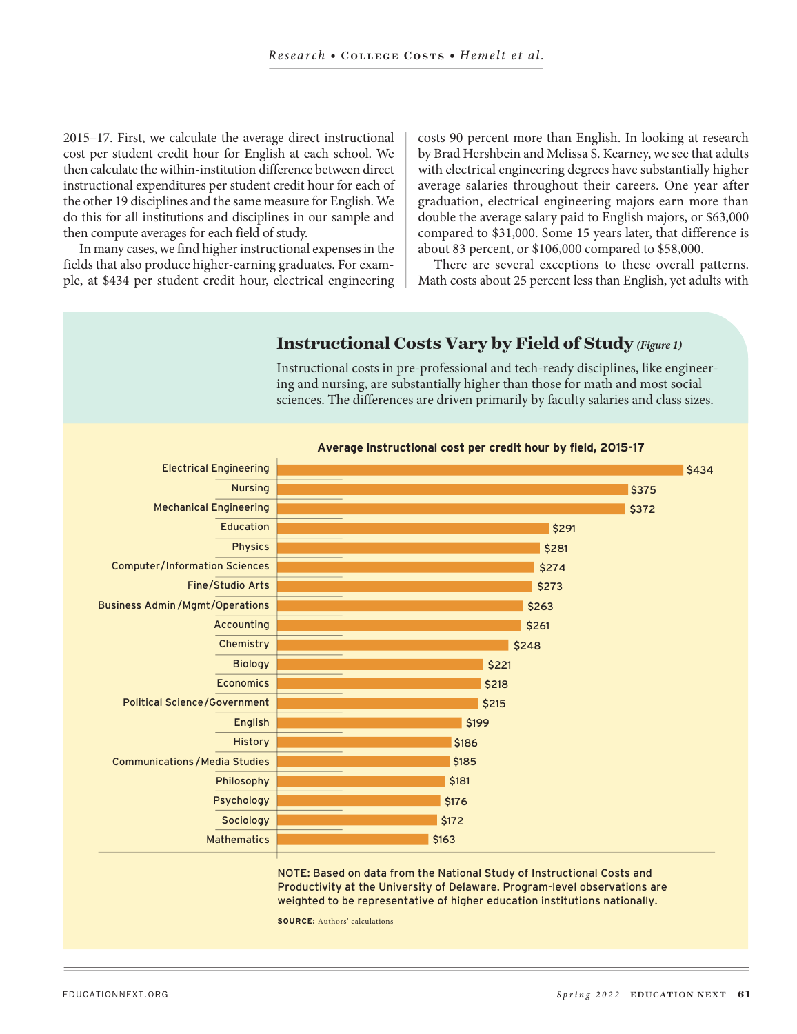2015–17. First, we calculate the average direct instructional cost per student credit hour for English at each school. We then calculate the within-institution difference between direct instructional expenditures per student credit hour for each of the other 19 disciplines and the same measure for English. We do this for all institutions and disciplines in our sample and then compute averages for each field of study.

In many cases, we find higher instructional expenses in the fields that also produce higher-earning graduates. For example, at $434 per student credit hour, electrical engineering costs 90 percent more than English. In looking at research by Brad Hershbein and Melissa S. Kearney, we see that adults with electrical engineering degrees have substantially higher average salaries throughout their careers. One year after graduation, electrical engineering majors earn more than double the average salary paid to English majors, or $63,000 compared to $31,000. Some 15 years later, that difference is about 83 percent, or $106,000 compared to $58,000.

There are several exceptions to these overall patterns. Math costs about 25 percent less than English, yet adults with

## Instructional Costs Vary by Field of Study *(Figure 1)*

Instructional costs in pre-professional and tech-ready disciplines, like engineering and nursing, are substantially higher than those for math and most social sciences. The differences are driven primarily by faculty salaries and class sizes.

**Average instructional cost per credit hour by field, 2015-17**

Electrical Engineering $434
Nursing $375
Mechanical Engineering $372
Education $291
Physics $281
Computer/Information Sciences $274
Fine/Studio Arts $273
Business Admin/Mgmt/Operations $263
Accounting $261
Chemistry $248
Biology $221
Economics $218
Political Science/Government $215
English $199
History $186
Communications/Media Studies $185
Philosophy $181
Psychology $176
Sociology $172
Mathematics $163

NOTE: Based on data from the National Study of Instructional Costs and Productivity at the University of Delaware. Program-level observations are weighted to be representative of higher education institutions nationally.

**SOURCE:** Authors' calculations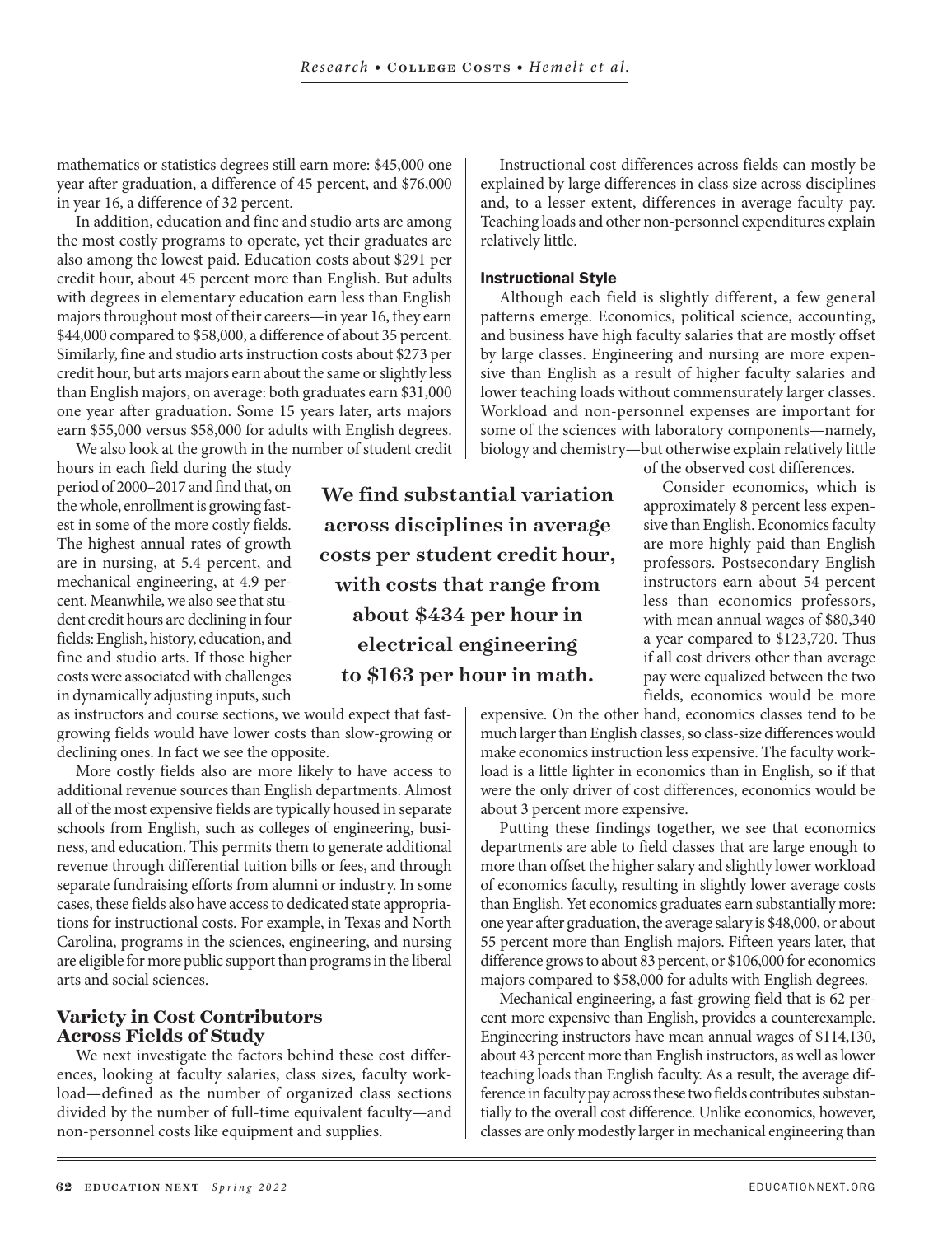mathematics or statistics degrees still earn more: $45,000 one year after graduation, a difference of 45 percent, and $76,000 in year 16, a difference of 32 percent.

In addition, education and fine and studio arts are among the most costly programs to operate, yet their graduates are also among the lowest paid. Education costs about $291 per credit hour, about 45 percent more than English. But adults with degrees in elementary education earn less than English majors throughout most of their careers—in year 16, they earn $44,000 compared to $58,000, a difference of about 35 percent. Similarly, fine and studio arts instruction costs about $273 per credit hour, but arts majors earn about the same or slightly less than English majors, on average: both graduates earn $31,000 one year after graduation. Some 15 years later, arts majors earn $55,000 versus $58,000 for adults with English degrees.

We also look at the growth in the number of student credit hours in each field during the study period of 2000–2017 and find that, on the whole, enrollment is growing fastest in some of the more costly fields. The highest annual rates of growth are in nursing, at 5.4 percent, and mechanical engineering, at 4.9 percent. Meanwhile, we also see that student credit hours are declining in four fields: English, history, education, and fine and studio arts. If those higher costs were associated with challenges in dynamically adjusting inputs, such as instructors and course sections, we would expect that fast-growing fields would have lower costs than slow-growing or declining ones. In fact we see the opposite.

More costly fields also are more likely to have access to additional revenue sources than English departments. Almost all of the most expensive fields are typically housed in separate schools from English, such as colleges of engineering, business, and education. This permits them to generate additional revenue through differential tuition bills or fees, and through separate fundraising efforts from alumni or industry. In some cases, these fields also have access to dedicated state appropriations for instructional costs. For example, in Texas and North Carolina, programs in the sciences, engineering, and nursing are eligible for more public support than programs in the liberal arts and social sciences.

## Variety in Cost Contributors Across Fields of Study

We next investigate the factors behind these cost differences, looking at faculty salaries, class sizes, faculty workload—defined as the number of organized class sections divided by the number of full-time equivalent faculty—and non-personnel costs like equipment and supplies.

Instructional cost differences across fields can mostly be explained by large differences in class size across disciplines and, to a lesser extent, differences in average faculty pay. Teaching loads and other non-personnel expenditures explain relatively little.

### Instructional Style

Although each field is slightly different, a few general patterns emerge. Economics, political science, accounting, and business have high faculty salaries that are mostly offset by large classes. Engineering and nursing are more expensive than English as a result of higher faculty salaries and lower teaching loads without commensurately larger classes. Workload and non-personnel expenses are important for some of the sciences with laboratory components—namely, biology and chemistry—but otherwise explain relatively little of the observed cost differences.

> **We find substantial variation across disciplines in average costs per student credit hour, with costs that range from about $434 per hour in electrical engineering to $163 per hour in math.**

Consider economics, which is approximately 8 percent less expensive than English. Economics faculty are more highly paid than English professors. Postsecondary English instructors earn about 54 percent less than economics professors, with mean annual wages of $80,340 a year compared to $123,720. Thus if all cost drivers other than average pay were equalized between the two fields, economics would be more expensive. On the other hand, economics classes tend to be much larger than English classes, so class-size differences would make economics instruction less expensive. The faculty workload is a little lighter in economics than in English, so if that were the only driver of cost differences, economics would be about 3 percent more expensive.

Putting these findings together, we see that economics departments are able to field classes that are large enough to more than offset the higher salary and slightly lower workload of economics faculty, resulting in slightly lower average costs than English. Yet economics graduates earn substantially more: one year after graduation, the average salary is $48,000, or about 55 percent more than English majors. Fifteen years later, that difference grows to about 83 percent, or $106,000 for economics majors compared to $58,000 for adults with English degrees.

Mechanical engineering, a fast-growing field that is 62 percent more expensive than English, provides a counterexample. Engineering instructors have mean annual wages of $114,130, about 43 percent more than English instructors, as well as lower teaching loads than English faculty. As a result, the average difference in faculty pay across these two fields contributes substantially to the overall cost difference. Unlike economics, however, classes are only modestly larger in mechanical engineering than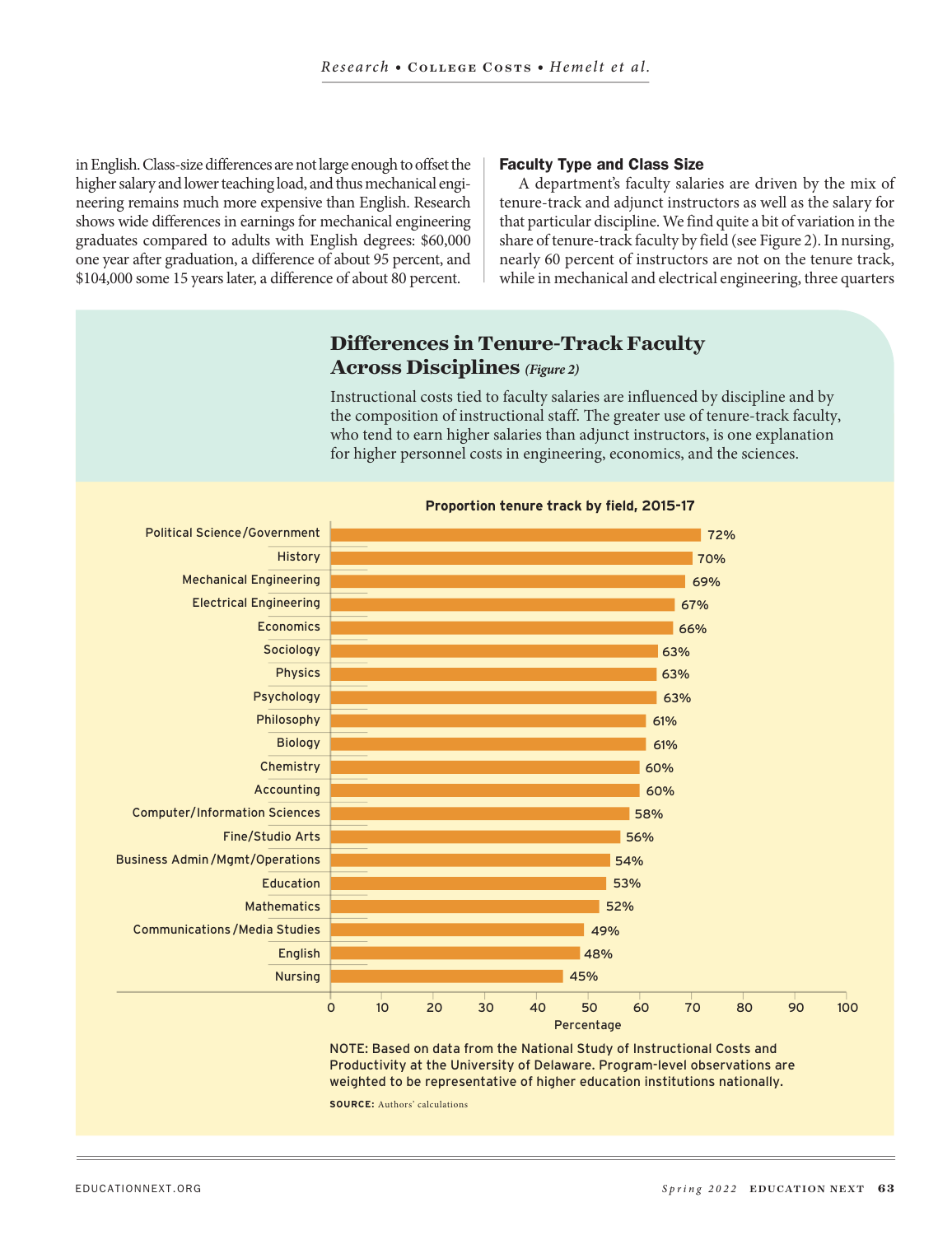in English. Class-size differences are not large enough to offset the higher salary and lower teaching load, and thus mechanical engineering remains much more expensive than English. Research shows wide differences in earnings for mechanical engineering graduates compared to adults with English degrees: $60,000 one year after graduation, a difference of about 95 percent, and $104,000 some 15 years later, a difference of about 80 percent.

### Faculty Type and Class Size

A department's faculty salaries are driven by the mix of tenure-track and adjunct instructors as well as the salary for that particular discipline. We find quite a bit of variation in the share of tenure-track faculty by field (see Figure 2). In nursing, nearly 60 percent of instructors are not on the tenure track, while in mechanical and electrical engineering, three quarters

## Differences in Tenure-Track Faculty Across Disciplines *(Figure 2)*

Instructional costs tied to faculty salaries are influenced by discipline and by the composition of instructional staff. The greater use of tenure-track faculty, who tend to earn higher salaries than adjunct instructors, is one explanation for higher personnel costs in engineering, economics, and the sciences.

**Proportion tenure track by field, 2015-17**

Political Science/Government 72%
History 70%
Mechanical Engineering 69%
Electrical Engineering 67%
Economics 66%
Sociology 63%
Physics 63%
Psychology 63%
Philosophy 61%
Biology 61%
Chemistry 60%
Accounting 60%
Computer/Information Sciences 58%
Fine/Studio Arts 56%
Business Admin/Mgmt/Operations 54%
Education 53%
Mathematics 52%
Communications/Media Studies 49%
English 48%
Nursing 45%

0 10 20 30 40 50 60 70 80 90 100
Percentage

NOTE: Based on data from the National Study of Instructional Costs and Productivity at the University of Delaware. Program-level observations are weighted to be representative of higher education institutions nationally.

**SOURCE:** Authors' calculations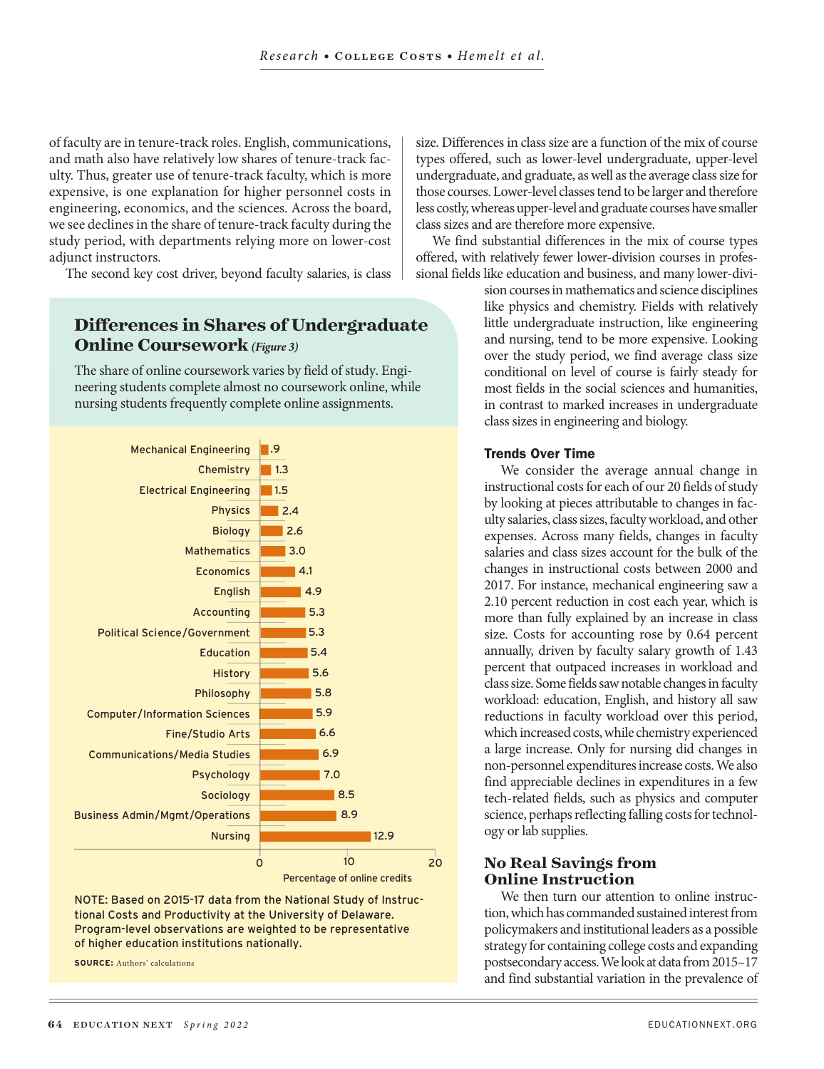of faculty are in tenure-track roles. English, communications, and math also have relatively low shares of tenure-track faculty. Thus, greater use of tenure-track faculty, which is more expensive, is one explanation for higher personnel costs in engineering, economics, and the sciences. Across the board, we see declines in the share of tenure-track faculty during the study period, with departments relying more on lower-cost adjunct instructors.

The second key cost driver, beyond faculty salaries, is class size. Differences in class size are a function of the mix of course types offered, such as lower-level undergraduate, upper-level undergraduate, and graduate, as well as the average class size for those courses. Lower-level classes tend to be larger and therefore less costly, whereas upper-level and graduate courses have smaller class sizes and are therefore more expensive.

We find substantial differences in the mix of course types offered, with relatively fewer lower-division courses in professional fields like education and business, and many lower-division courses in mathematics and science disciplines like physics and chemistry. Fields with relatively little undergraduate instruction, like engineering and nursing, tend to be more expensive. Looking over the study period, we find average class size conditional on level of course is fairly steady for most fields in the social sciences and humanities, in contrast to marked increases in undergraduate class sizes in engineering and biology.

## Differences in Shares of Undergraduate Online Coursework *(Figure 3)*

The share of online coursework varies by field of study. Engineering students complete almost no coursework online, while nursing students frequently complete online assignments.

| Field | Percentage of online credits |
|---|---|
| Mechanical Engineering | .9 |
| Chemistry | 1.3 |
| Electrical Engineering | 1.5 |
| Physics | 2.4 |
| Biology | 2.6 |
| Mathematics | 3.0 |
| Economics | 4.1 |
| English | 4.9 |
| Accounting | 5.3 |
| Political Science/Government | 5.3 |
| Education | 5.4 |
| History | 5.6 |
| Philosophy | 5.8 |
| Computer/Information Sciences | 5.9 |
| Fine/Studio Arts | 6.6 |
| Communications/Media Studies | 6.9 |
| Psychology | 7.0 |
| Sociology | 8.5 |
| Business Admin/Mgmt/Operations | 8.9 |
| Nursing | 12.9 |

NOTE: Based on 2015-17 data from the National Study of Instructional Costs and Productivity at the University of Delaware. Program-level observations are weighted to be representative of higher education institutions nationally.

**SOURCE:** Authors' calculations

### Trends Over Time

We consider the average annual change in instructional costs for each of our 20 fields of study by looking at pieces attributable to changes in faculty salaries, class sizes, faculty workload, and other expenses. Across many fields, changes in faculty salaries and class sizes account for the bulk of the changes in instructional costs between 2000 and 2017. For instance, mechanical engineering saw a 2.10 percent reduction in cost each year, which is more than fully explained by an increase in class size. Costs for accounting rose by 0.64 percent annually, driven by faculty salary growth of 1.43 percent that outpaced increases in workload and class size. Some fields saw notable changes in faculty workload: education, English, and history all saw reductions in faculty workload over this period, which increased costs, while chemistry experienced a large increase. Only for nursing did changes in non-personnel expenditures increase costs. We also find appreciable declines in expenditures in a few tech-related fields, such as physics and computer science, perhaps reflecting falling costs for technology or lab supplies.

## No Real Savings from Online Instruction

We then turn our attention to online instruction, which has commanded sustained interest from policymakers and institutional leaders as a possible strategy for containing college costs and expanding postsecondary access. We look at data from 2015–17 and find substantial variation in the prevalence of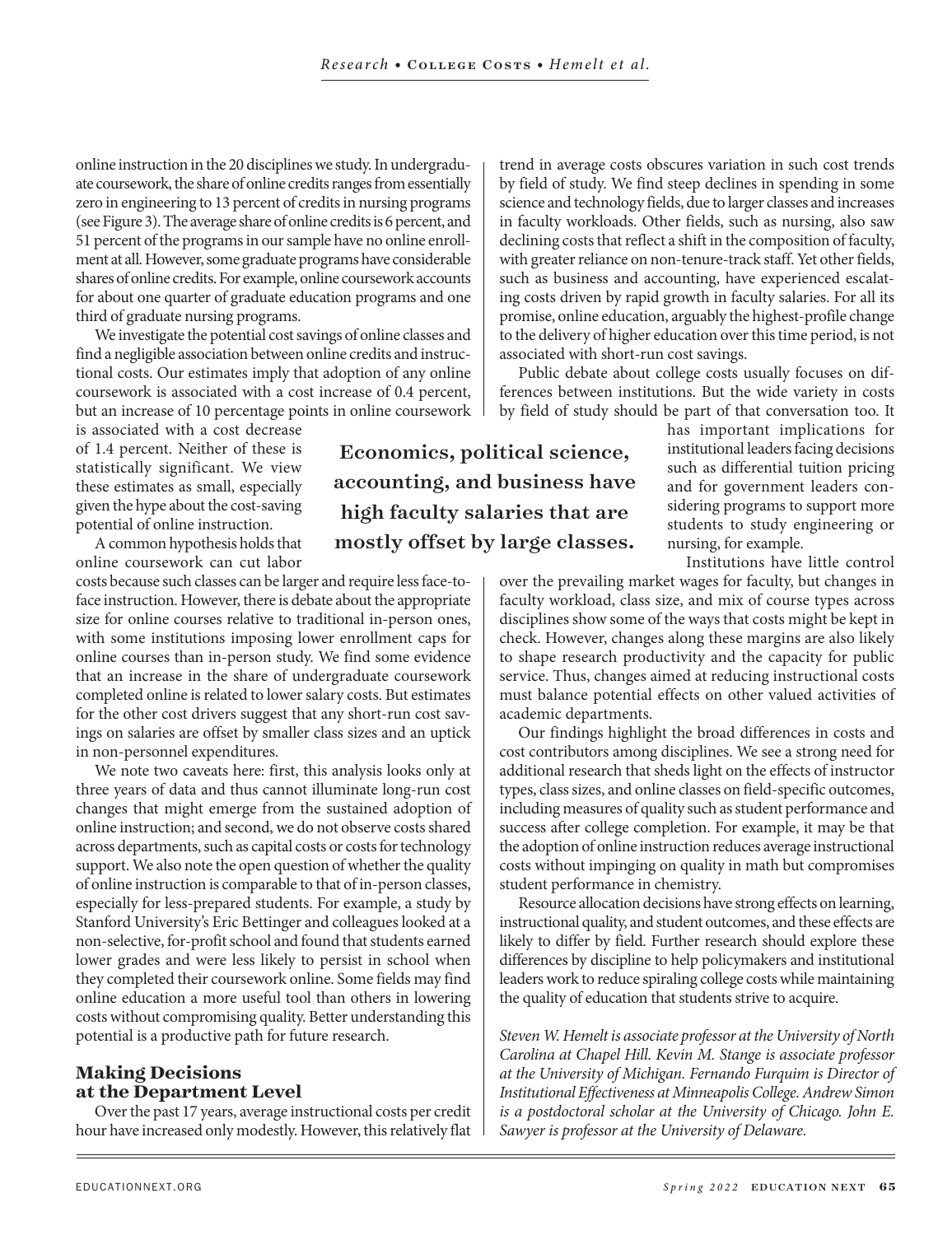online instruction in the 20 disciplines we study. In undergraduate coursework, the share of online credits ranges from essentially zero in engineering to 13 percent of credits in nursing programs (see Figure 3). The average share of online credits is 6 percent, and 51 percent of the programs in our sample have no online enrollment at all. However, some graduate programs have considerable shares of online credits. For example, online coursework accounts for about one quarter of graduate education programs and one third of graduate nursing programs.

We investigate the potential cost savings of online classes and find a negligible association between online credits and instructional costs. Our estimates imply that adoption of any online coursework is associated with a cost increase of 0.4 percent, but an increase of 10 percentage points in online coursework is associated with a cost decrease of 1.4 percent. Neither of these is statistically significant. We view these estimates as small, especially given the hype about the cost-saving potential of online instruction.

**Economics, political science, accounting, and business have high faculty salaries that are mostly offset by large classes.**

A common hypothesis holds that online coursework can cut labor costs because such classes can be larger and require less face-to-face instruction. However, there is debate about the appropriate size for online courses relative to traditional in-person ones, with some institutions imposing lower enrollment caps for online courses than in-person study. We find some evidence that an increase in the share of undergraduate coursework completed online is related to lower salary costs. But estimates for the other cost drivers suggest that any short-run cost savings on salaries are offset by smaller class sizes and an uptick in non-personnel expenditures.

We note two caveats here: first, this analysis looks only at three years of data and thus cannot illuminate long-run cost changes that might emerge from the sustained adoption of online instruction; and second, we do not observe costs shared across departments, such as capital costs or costs for technology support. We also note the open question of whether the quality of online instruction is comparable to that of in-person classes, especially for less-prepared students. For example, a study by Stanford University's Eric Bettinger and colleagues looked at a non-selective, for-profit school and found that students earned lower grades and were less likely to persist in school when they completed their coursework online. Some fields may find online education a more useful tool than others in lowering costs without compromising quality. Better understanding this potential is a productive path for future research.

## Making Decisions at the Department Level

Over the past 17 years, average instructional costs per credit hour have increased only modestly. However, this relatively flat trend in average costs obscures variation in such cost trends by field of study. We find steep declines in spending in some science and technology fields, due to larger classes and increases in faculty workloads. Other fields, such as nursing, also saw declining costs that reflect a shift in the composition of faculty, with greater reliance on non-tenure-track staff. Yet other fields, such as business and accounting, have experienced escalating costs driven by rapid growth in faculty salaries. For all its promise, online education, arguably the highest-profile change to the delivery of higher education over this time period, is not associated with short-run cost savings.

Public debate about college costs usually focuses on differences between institutions. But the wide variety in costs by field of study should be part of that conversation too. It has important implications for institutional leaders facing decisions such as differential tuition pricing and for government leaders considering programs to support more students to study engineering or nursing, for example.

Institutions have little control over the prevailing market wages for faculty, but changes in faculty workload, class size, and mix of course types across disciplines show some of the ways that costs might be kept in check. However, changes along these margins are also likely to shape research productivity and the capacity for public service. Thus, changes aimed at reducing instructional costs must balance potential effects on other valued activities of academic departments.

Our findings highlight the broad differences in costs and cost contributors among disciplines. We see a strong need for additional research that sheds light on the effects of instructor types, class sizes, and online classes on field-specific outcomes, including measures of quality such as student performance and success after college completion. For example, it may be that the adoption of online instruction reduces average instructional costs without impinging on quality in math but compromises student performance in chemistry.

Resource allocation decisions have strong effects on learning, instructional quality, and student outcomes, and these effects are likely to differ by field. Further research should explore these differences by discipline to help policymakers and institutional leaders work to reduce spiraling college costs while maintaining the quality of education that students strive to acquire.

*Steven W. Hemelt is associate professor at the University of North Carolina at Chapel Hill. Kevin M. Stange is associate professor at the University of Michigan. Fernando Furquim is Director of Institutional Effectiveness at Minneapolis College. Andrew Simon is a postdoctoral scholar at the University of Chicago. John E. Sawyer is professor at the University of Delaware.*